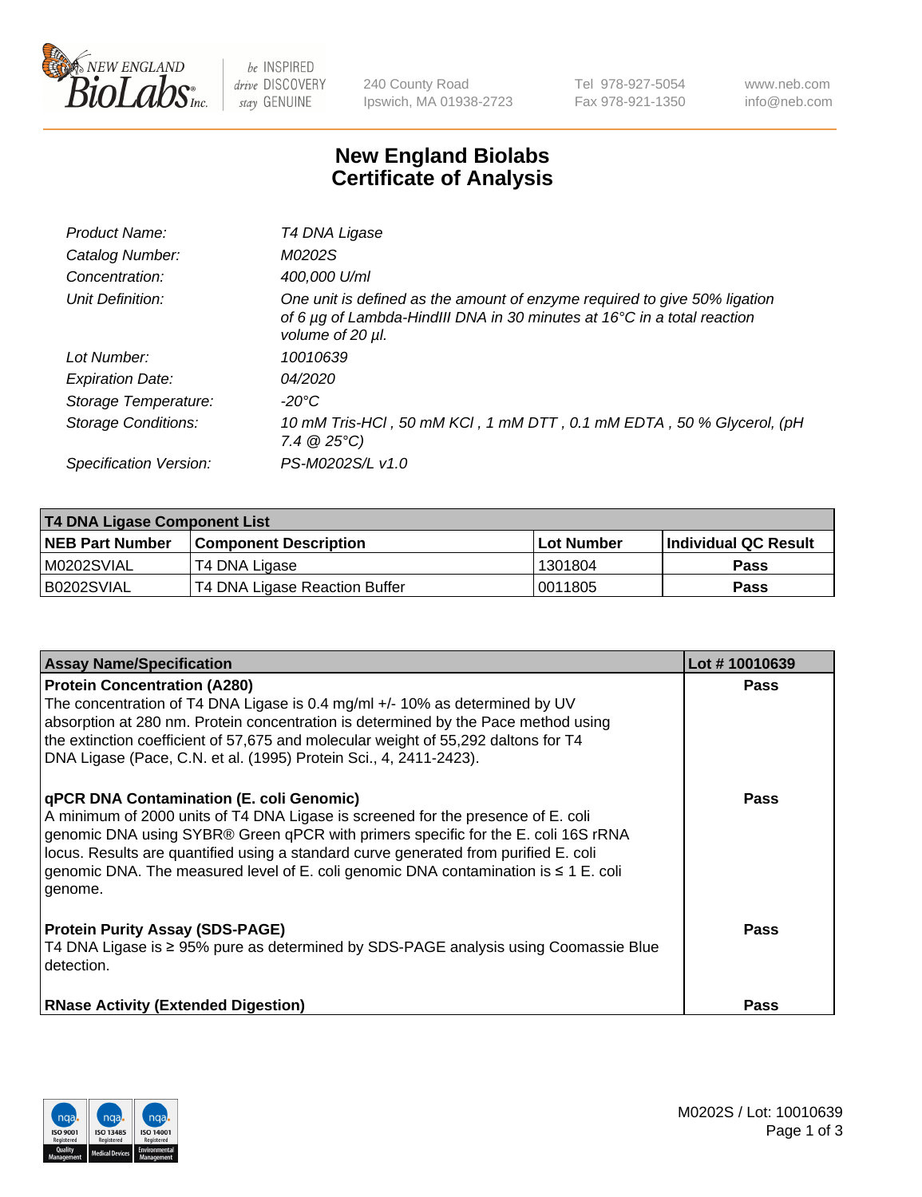# New England Biolabs Certificate of Analysis

| | |
|---|---|
| *Product Name:* | *T4 DNA Ligase* |
| *Catalog Number:* | *M0202S* |
| *Concentration:* | *400,000 U/ml* |
| *Unit Definition:* | *One unit is defined as the amount of enzyme required to give 50% ligation of 6 µg of Lambda-HindIII DNA in 30 minutes at 16°C in a total reaction volume of 20 µl.* |
| *Lot Number:* | *10010639* |
| *Expiration Date:* | *04/2020* |
| *Storage Temperature:* | *-20°C* |
| *Storage Conditions:* | *10 mM Tris-HCl , 50 mM KCl , 1 mM DTT , 0.1 mM EDTA , 50 % Glycerol, (pH 7.4 @ 25°C)* |
| *Specification Version:* | *PS-M0202S/L v1.0* |

| **T4 DNA Ligase Component List** | | | |
|---|---|---|---|
| **NEB Part Number** | **Component Description** | **Lot Number** | **Individual QC Result** |
| M0202SVIAL | T4 DNA Ligase | 1301804 | **Pass** |
| B0202SVIAL | T4 DNA Ligase Reaction Buffer | 0011805 | **Pass** |

| **Assay Name/Specification** | **Lot # 10010639** |
|---|---|
| **Protein Concentration (A280)** The concentration of T4 DNA Ligase is 0.4 mg/ml +/- 10% as determined by UV absorption at 280 nm. Protein concentration is determined by the Pace method using the extinction coefficient of 57,675 and molecular weight of 55,292 daltons for T4 DNA Ligase (Pace, C.N. et al. (1995) Protein Sci., 4, 2411-2423). | **Pass** |
| **qPCR DNA Contamination (E. coli Genomic)** A minimum of 2000 units of T4 DNA Ligase is screened for the presence of E. coli genomic DNA using SYBR® Green qPCR with primers specific for the E. coli 16S rRNA locus. Results are quantified using a standard curve generated from purified E. coli genomic DNA. The measured level of E. coli genomic DNA contamination is ≤ 1 E. coli genome. | **Pass** |
| **Protein Purity Assay (SDS-PAGE)** T4 DNA Ligase is ≥ 95% pure as determined by SDS-PAGE analysis using Coomassie Blue detection. | **Pass** |
| **RNase Activity (Extended Digestion)** | **Pass** |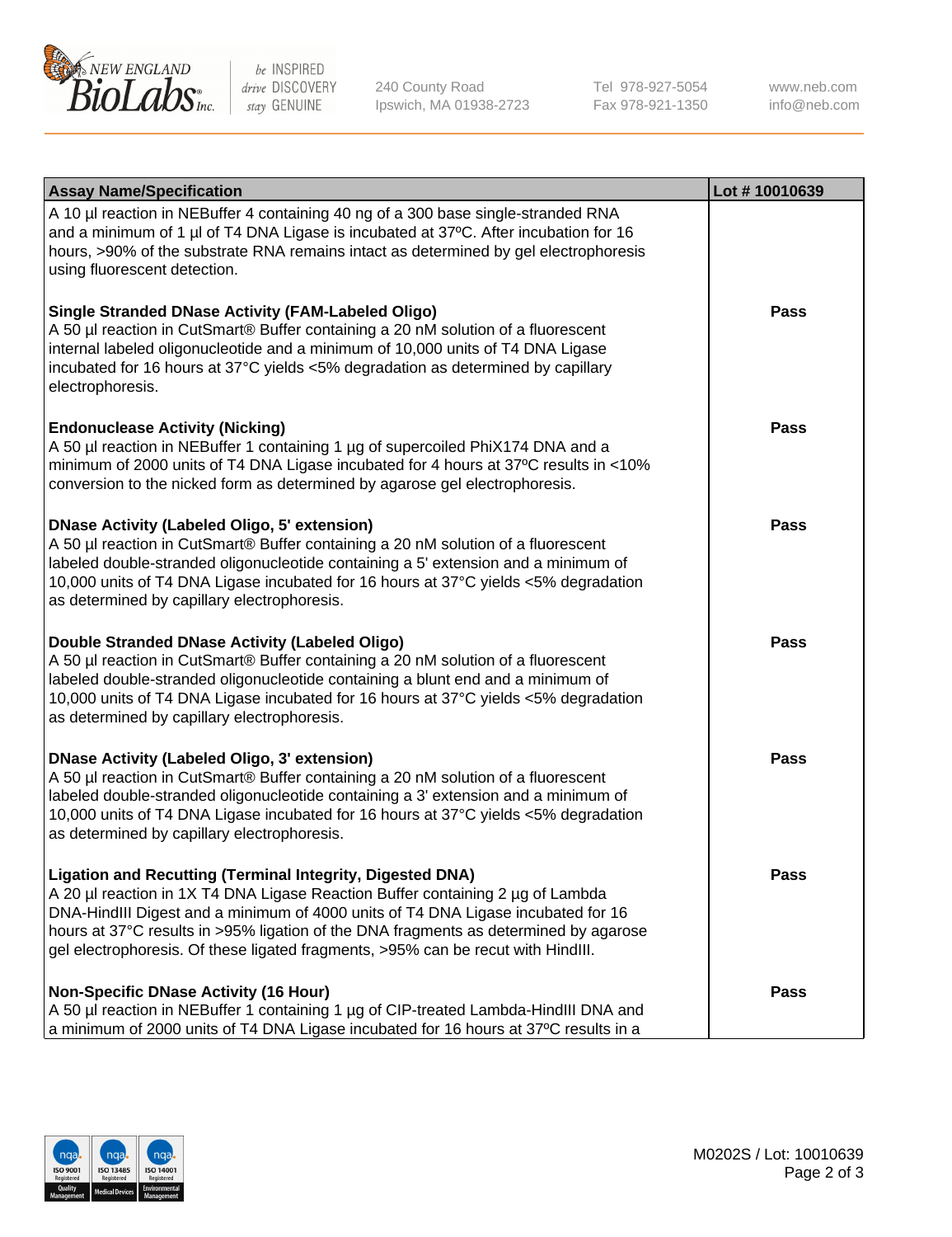| Assay Name/Specification | Lot # 10010639 |
| --- | --- |
| A 10 µl reaction in NEBuffer 4 containing 40 ng of a 300 base single-stranded RNA and a minimum of 1 µl of T4 DNA Ligase is incubated at 37ºC. After incubation for 16 hours, >90% of the substrate RNA remains intact as determined by gel electrophoresis using fluorescent detection. | |
| **Single Stranded DNase Activity (FAM-Labeled Oligo)**<br>A 50 µl reaction in CutSmart® Buffer containing a 20 nM solution of a fluorescent internal labeled oligonucleotide and a minimum of 10,000 units of T4 DNA Ligase incubated for 16 hours at 37°C yields <5% degradation as determined by capillary electrophoresis. | **Pass** |
| **Endonuclease Activity (Nicking)**<br>A 50 µl reaction in NEBuffer 1 containing 1 µg of supercoiled PhiX174 DNA and a minimum of 2000 units of T4 DNA Ligase incubated for 4 hours at 37ºC results in <10% conversion to the nicked form as determined by agarose gel electrophoresis. | **Pass** |
| **DNase Activity (Labeled Oligo, 5' extension)**<br>A 50 µl reaction in CutSmart® Buffer containing a 20 nM solution of a fluorescent labeled double-stranded oligonucleotide containing a 5' extension and a minimum of 10,000 units of T4 DNA Ligase incubated for 16 hours at 37°C yields <5% degradation as determined by capillary electrophoresis. | **Pass** |
| **Double Stranded DNase Activity (Labeled Oligo)**<br>A 50 µl reaction in CutSmart® Buffer containing a 20 nM solution of a fluorescent labeled double-stranded oligonucleotide containing a blunt end and a minimum of 10,000 units of T4 DNA Ligase incubated for 16 hours at 37°C yields <5% degradation as determined by capillary electrophoresis. | **Pass** |
| **DNase Activity (Labeled Oligo, 3' extension)**<br>A 50 µl reaction in CutSmart® Buffer containing a 20 nM solution of a fluorescent labeled double-stranded oligonucleotide containing a 3' extension and a minimum of 10,000 units of T4 DNA Ligase incubated for 16 hours at 37°C yields <5% degradation as determined by capillary electrophoresis. | **Pass** |
| **Ligation and Recutting (Terminal Integrity, Digested DNA)**<br>A 20 µl reaction in 1X T4 DNA Ligase Reaction Buffer containing 2 µg of Lambda DNA-HindIII Digest and a minimum of 4000 units of T4 DNA Ligase incubated for 16 hours at 37°C results in >95% ligation of the DNA fragments as determined by agarose gel electrophoresis. Of these ligated fragments, >95% can be recut with HindIII. | **Pass** |
| **Non-Specific DNase Activity (16 Hour)**<br>A 50 µl reaction in NEBuffer 1 containing 1 µg of CIP-treated Lambda-HindIII DNA and a minimum of 2000 units of T4 DNA Ligase incubated for 16 hours at 37ºC results in a | **Pass** |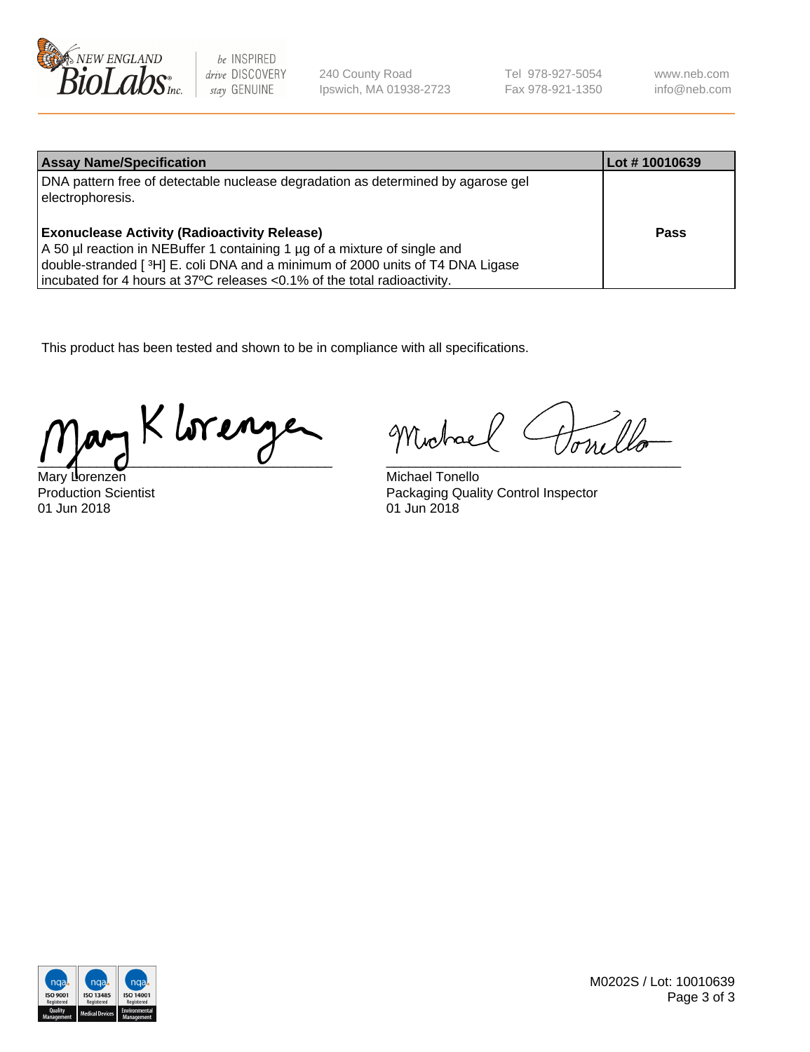New England BioLabs Inc. — be INSPIRED drive DISCOVERY stay GENUINE

240 County Road
Ipswich, MA 01938-2723

Tel 978-927-5054
Fax 978-921-1350

www.neb.com
info@neb.com

| Assay Name/Specification | Lot # 10010639 |
| --- | --- |
| DNA pattern free of detectable nuclease degradation as determined by agarose gel electrophoresis. | |
| **Exonuclease Activity (Radioactivity Release)**<br>A 50 µl reaction in NEBuffer 1 containing 1 µg of a mixture of single and double-stranded [ $^3$H] E. coli DNA and a minimum of 2000 units of T4 DNA Ligase incubated for 4 hours at 37ºC releases <0.1% of the total radioactivity. | **Pass** |

This product has been tested and shown to be in compliance with all specifications.

Mary Lorenzen
Production Scientist
01 Jun 2018

Michael Tonello
Packaging Quality Control Inspector
01 Jun 2018

M0202S / Lot: 10010639